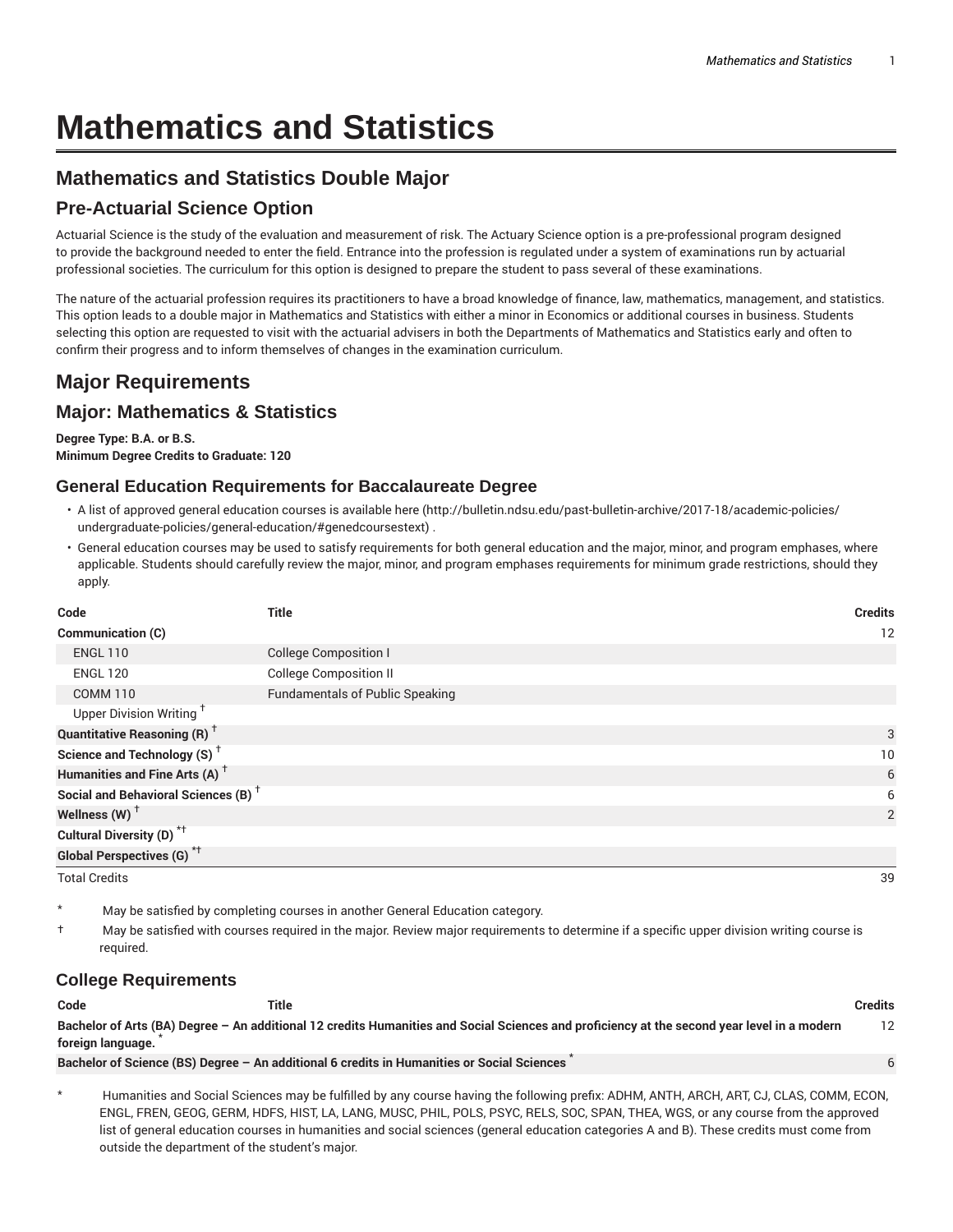# Mathematics and Statistics

## Mathematics and Statistics Double Major

### Pre-Actuarial Science Option

Actuarial Science is the study of the evaluation and measurement of risk. The Actuary Science option is a pre-professional program designed to provide the background needed to enter the field. Entrance into the profession is regulated under a system of examinations run by actuarial professional societies. The curriculum for this option is designed to prepare the student to pass several of these examinations.

The nature of the actuarial profession requires its practitioners to have a broad knowledge of finance, law, mathematics, management, and statistics. This option leads to a double major in Mathematics and Statistics with either a minor in Economics or additional courses in business. Students selecting this option are requested to visit with the actuarial advisers in both the Departments of Mathematics and Statistics early and often to confirm their progress and to inform themselves of changes in the examination curriculum.

## Major Requirements

## Major: Mathematics & Statistics

**Degree Type: B.A. or B.S.**
**Minimum Degree Credits to Graduate: 120**

### General Education Requirements for Baccalaureate Degree

- A list of approved general education courses is available here (http://bulletin.ndsu.edu/past-bulletin-archive/2017-18/academic-policies/undergraduate-policies/general-education/#genedcoursestext) .
- General education courses may be used to satisfy requirements for both general education and the major, minor, and program emphases, where applicable. Students should carefully review the major, minor, and program emphases requirements for minimum grade restrictions, should they apply.

| Code | Title | Credits |
|---|---|---|
| **Communication (C)** | | 12 |
| ENGL 110 | College Composition I | |
| ENGL 120 | College Composition II | |
| COMM 110 | Fundamentals of Public Speaking | |
| Upper Division Writing † | | |
| **Quantitative Reasoning (R) †** | | 3 |
| **Science and Technology (S) †** | | 10 |
| **Humanities and Fine Arts (A) †** | | 6 |
| **Social and Behavioral Sciences (B) †** | | 6 |
| **Wellness (W) †** | | 2 |
| **Cultural Diversity (D) *†** | | |
| **Global Perspectives (G) *†** | | |
| Total Credits | | 39 |

\* May be satisfied by completing courses in another General Education category.

† May be satisfied with courses required in the major. Review major requirements to determine if a specific upper division writing course is required.

### College Requirements

| Code | Title | Credits |
|---|---|---|
| **Bachelor of Arts (BA) Degree – An additional 12 credits Humanities and Social Sciences and proficiency at the second year level in a modern foreign language. *** | | 12 |
| **Bachelor of Science (BS) Degree – An additional 6 credits in Humanities or Social Sciences *** | | 6 |

\* Humanities and Social Sciences may be fulfilled by any course having the following prefix: ADHM, ANTH, ARCH, ART, CJ, CLAS, COMM, ECON, ENGL, FREN, GEOG, GERM, HDFS, HIST, LA, LANG, MUSC, PHIL, POLS, PSYC, RELS, SOC, SPAN, THEA, WGS, or any course from the approved list of general education courses in humanities and social sciences (general education categories A and B). These credits must come from outside the department of the student's major.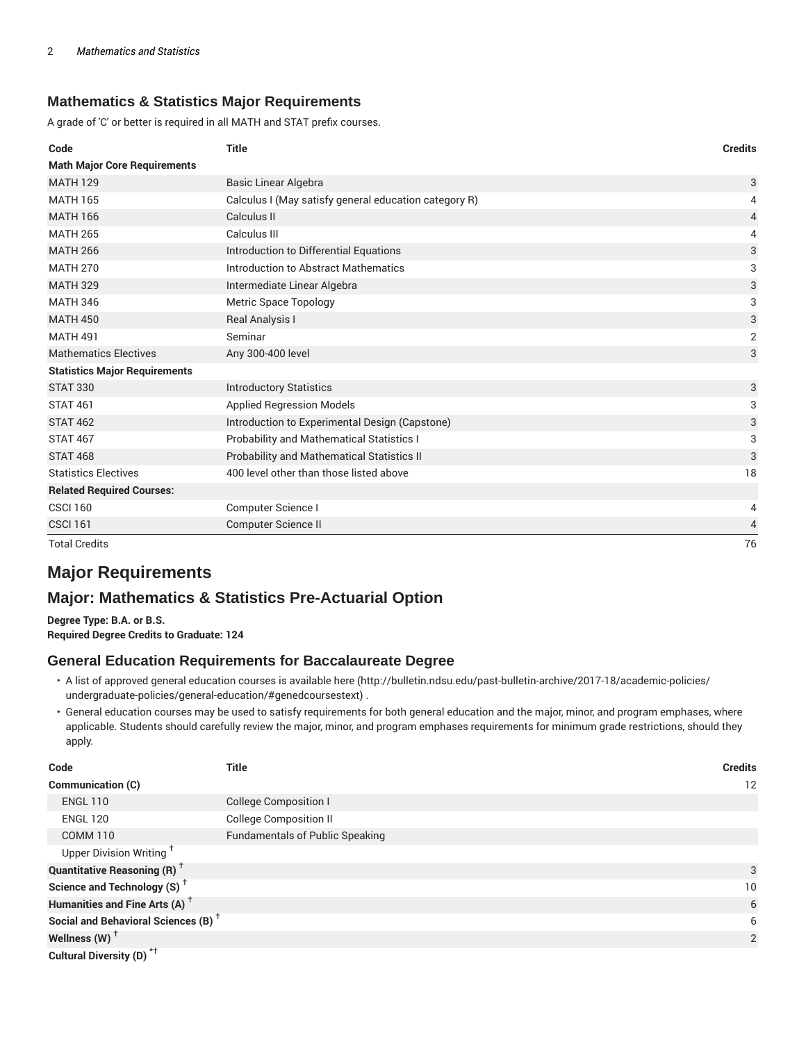## Mathematics & Statistics Major Requirements

A grade of 'C' or better is required in all MATH and STAT prefix courses.

| Code | Title | Credits |
|---|---|---|
| **Math Major Core Requirements** | | |
| MATH 129 | Basic Linear Algebra | 3 |
| MATH 165 | Calculus I (May satisfy general education category R) | 4 |
| MATH 166 | Calculus II | 4 |
| MATH 265 | Calculus III | 4 |
| MATH 266 | Introduction to Differential Equations | 3 |
| MATH 270 | Introduction to Abstract Mathematics | 3 |
| MATH 329 | Intermediate Linear Algebra | 3 |
| MATH 346 | Metric Space Topology | 3 |
| MATH 450 | Real Analysis I | 3 |
| MATH 491 | Seminar | 2 |
| Mathematics Electives | Any 300-400 level | 3 |
| **Statistics Major Requirements** | | |
| STAT 330 | Introductory Statistics | 3 |
| STAT 461 | Applied Regression Models | 3 |
| STAT 462 | Introduction to Experimental Design (Capstone) | 3 |
| STAT 467 | Probability and Mathematical Statistics I | 3 |
| STAT 468 | Probability and Mathematical Statistics II | 3 |
| Statistics Electives | 400 level other than those listed above | 18 |
| **Related Required Courses:** | | |
| CSCI 160 | Computer Science I | 4 |
| CSCI 161 | Computer Science II | 4 |
| Total Credits | | 76 |

# Major Requirements

## Major: Mathematics & Statistics Pre-Actuarial Option

**Degree Type: B.A. or B.S.**
**Required Degree Credits to Graduate: 124**

### General Education Requirements for Baccalaureate Degree

- A list of approved general education courses is available here (http://bulletin.ndsu.edu/past-bulletin-archive/2017-18/academic-policies/undergraduate-policies/general-education/#genedcoursestext) .
- General education courses may be used to satisfy requirements for both general education and the major, minor, and program emphases, where applicable. Students should carefully review the major, minor, and program emphases requirements for minimum grade restrictions, should they apply.

| Code | Title | Credits |
|---|---|---|
| **Communication (C)** | | 12 |
| ENGL 110 | College Composition I | |
| ENGL 120 | College Composition II | |
| COMM 110 | Fundamentals of Public Speaking | |
| Upper Division Writing † | | |
| **Quantitative Reasoning (R)** † | | 3 |
| **Science and Technology (S)** † | | 10 |
| **Humanities and Fine Arts (A)** † | | 6 |
| **Social and Behavioral Sciences (B)** † | | 6 |
| **Wellness (W)** † | | 2 |
| **Cultural Diversity (D)** *† | | |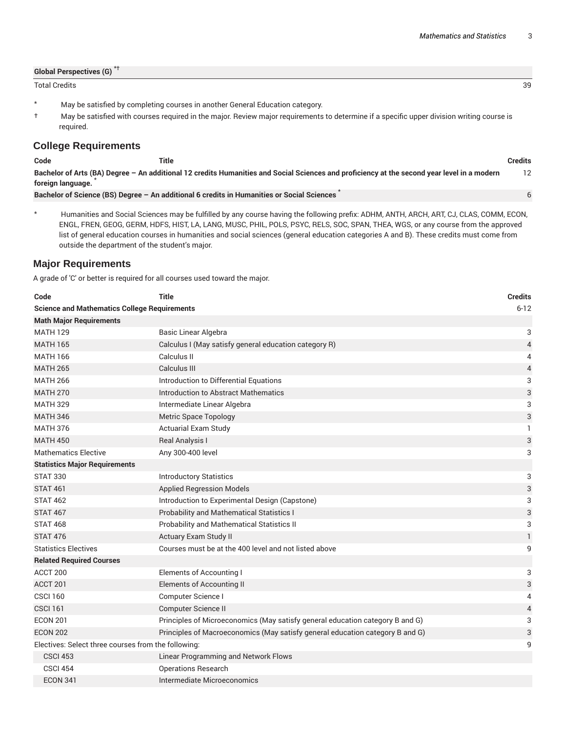| | | |
|---|---|---|
| **Global Perspectives (G)** *† | | |
| Total Credits | | 39 |

\* May be satisfied by completing courses in another General Education category.

† May be satisfied with courses required in the major. Review major requirements to determine if a specific upper division writing course is required.

## College Requirements

| Code | Title | Credits |
|---|---|---|
| **Bachelor of Arts (BA) Degree – An additional 12 credits Humanities and Social Sciences and proficiency at the second year level in a modern foreign language.** * | | 12 |
| **Bachelor of Science (BS) Degree – An additional 6 credits in Humanities or Social Sciences** * | | 6 |

\* Humanities and Social Sciences may be fulfilled by any course having the following prefix: ADHM, ANTH, ARCH, ART, CJ, CLAS, COMM, ECON, ENGL, FREN, GEOG, GERM, HDFS, HIST, LA, LANG, MUSC, PHIL, POLS, PSYC, RELS, SOC, SPAN, THEA, WGS, or any course from the approved list of general education courses in humanities and social sciences (general education categories A and B). These credits must come from outside the department of the student's major.

## Major Requirements

A grade of 'C' or better is required for all courses used toward the major.

| Code | Title | Credits |
|---|---|---|
| **Science and Mathematics College Requirements** | | 6-12 |
| **Math Major Requirements** | | |
| MATH 129 | Basic Linear Algebra | 3 |
| MATH 165 | Calculus I (May satisfy general education category R) | 4 |
| MATH 166 | Calculus II | 4 |
| MATH 265 | Calculus III | 4 |
| MATH 266 | Introduction to Differential Equations | 3 |
| MATH 270 | Introduction to Abstract Mathematics | 3 |
| MATH 329 | Intermediate Linear Algebra | 3 |
| MATH 346 | Metric Space Topology | 3 |
| MATH 376 | Actuarial Exam Study | 1 |
| MATH 450 | Real Analysis I | 3 |
| Mathematics Elective | Any 300-400 level | 3 |
| **Statistics Major Requirements** | | |
| STAT 330 | Introductory Statistics | 3 |
| STAT 461 | Applied Regression Models | 3 |
| STAT 462 | Introduction to Experimental Design (Capstone) | 3 |
| STAT 467 | Probability and Mathematical Statistics I | 3 |
| STAT 468 | Probability and Mathematical Statistics II | 3 |
| STAT 476 | Actuary Exam Study II | 1 |
| Statistics Electives | Courses must be at the 400 level and not listed above | 9 |
| **Related Required Courses** | | |
| ACCT 200 | Elements of Accounting I | 3 |
| ACCT 201 | Elements of Accounting II | 3 |
| CSCI 160 | Computer Science I | 4 |
| CSCI 161 | Computer Science II | 4 |
| ECON 201 | Principles of Microeconomics (May satisfy general education category B and G) | 3 |
| ECON 202 | Principles of Macroeconomics (May satisfy general education category B and G) | 3 |
| Electives: Select three courses from the following: | | 9 |
| CSCI 453 | Linear Programming and Network Flows | |
| CSCI 454 | Operations Research | |
| ECON 341 | Intermediate Microeconomics | |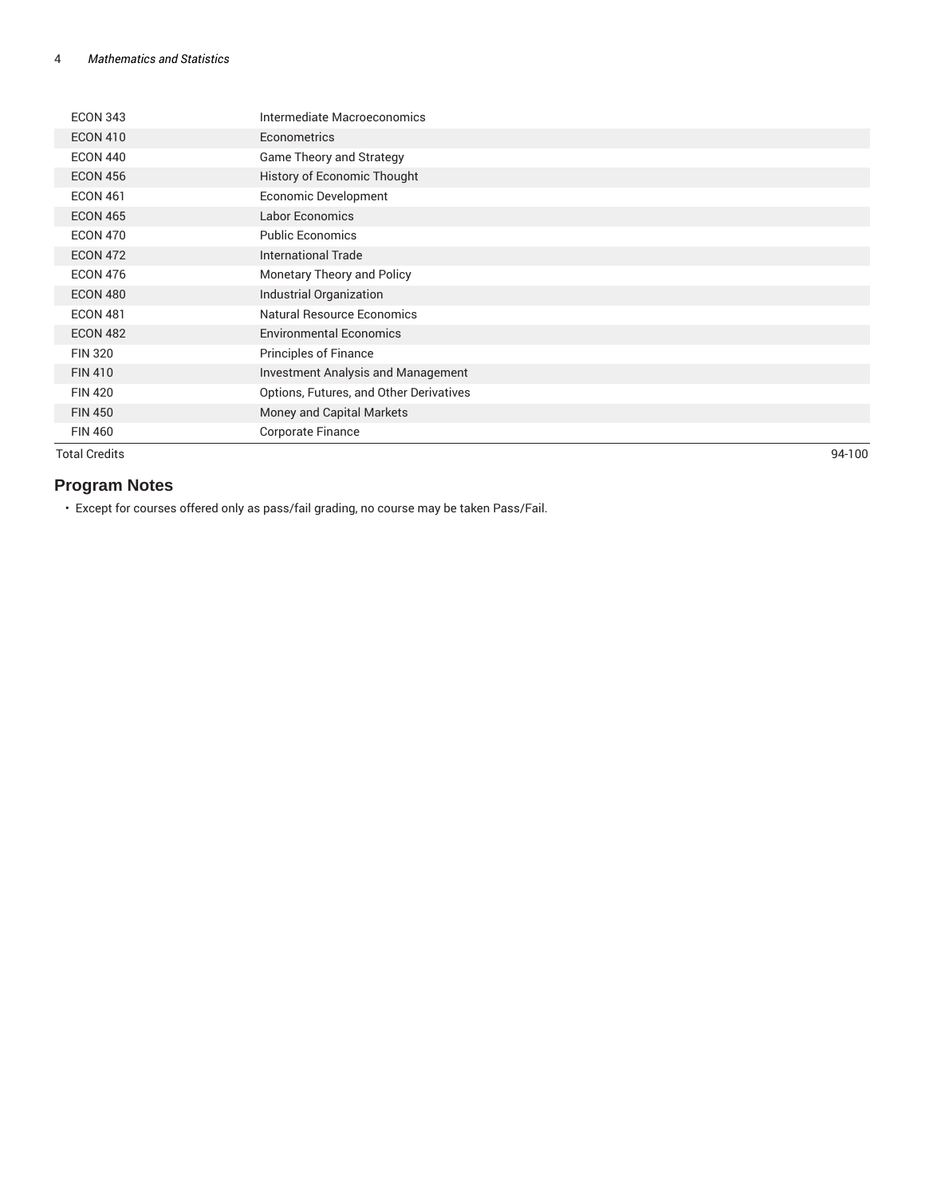| | | |
|---|---|---|
| ECON 343 | Intermediate Macroeconomics | |
| ECON 410 | Econometrics | |
| ECON 440 | Game Theory and Strategy | |
| ECON 456 | History of Economic Thought | |
| ECON 461 | Economic Development | |
| ECON 465 | Labor Economics | |
| ECON 470 | Public Economics | |
| ECON 472 | International Trade | |
| ECON 476 | Monetary Theory and Policy | |
| ECON 480 | Industrial Organization | |
| ECON 481 | Natural Resource Economics | |
| ECON 482 | Environmental Economics | |
| FIN 320 | Principles of Finance | |
| FIN 410 | Investment Analysis and Management | |
| FIN 420 | Options, Futures, and Other Derivatives | |
| FIN 450 | Money and Capital Markets | |
| FIN 460 | Corporate Finance | |
| Total Credits | | 94-100 |

## Program Notes

- Except for courses offered only as pass/fail grading, no course may be taken Pass/Fail.